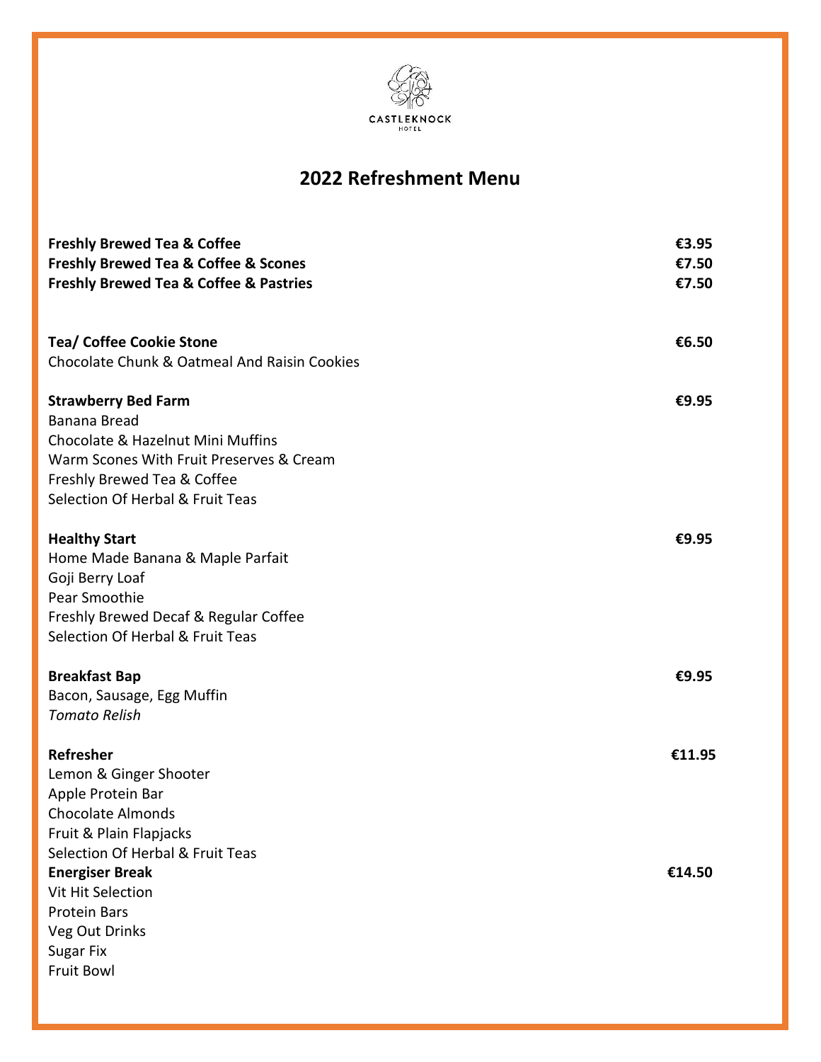CASTLEKNOCK
HOTEL

# 2022 Refreshment Menu

**Freshly Brewed Tea & Coffee** **€3.95**
**Freshly Brewed Tea & Coffee & Scones** **€7.50**
**Freshly Brewed Tea & Coffee & Pastries** **€7.50**

**Tea/ Coffee Cookie Stone** **€6.50**
Chocolate Chunk & Oatmeal And Raisin Cookies

**Strawberry Bed Farm** **€9.95**
Banana Bread
Chocolate & Hazelnut Mini Muffins
Warm Scones With Fruit Preserves & Cream
Freshly Brewed Tea & Coffee
Selection Of Herbal & Fruit Teas

**Healthy Start** **€9.95**
Home Made Banana & Maple Parfait
Goji Berry Loaf
Pear Smoothie
Freshly Brewed Decaf & Regular Coffee
Selection Of Herbal & Fruit Teas

**Breakfast Bap** **€9.95**
Bacon, Sausage, Egg Muffin
*Tomato Relish*

**Refresher** **€11.95**
Lemon & Ginger Shooter
Apple Protein Bar
Chocolate Almonds
Fruit & Plain Flapjacks
Selection Of Herbal & Fruit Teas

**Energiser Break** **€14.50**
Vit Hit Selection
Protein Bars
Veg Out Drinks
Sugar Fix
Fruit Bowl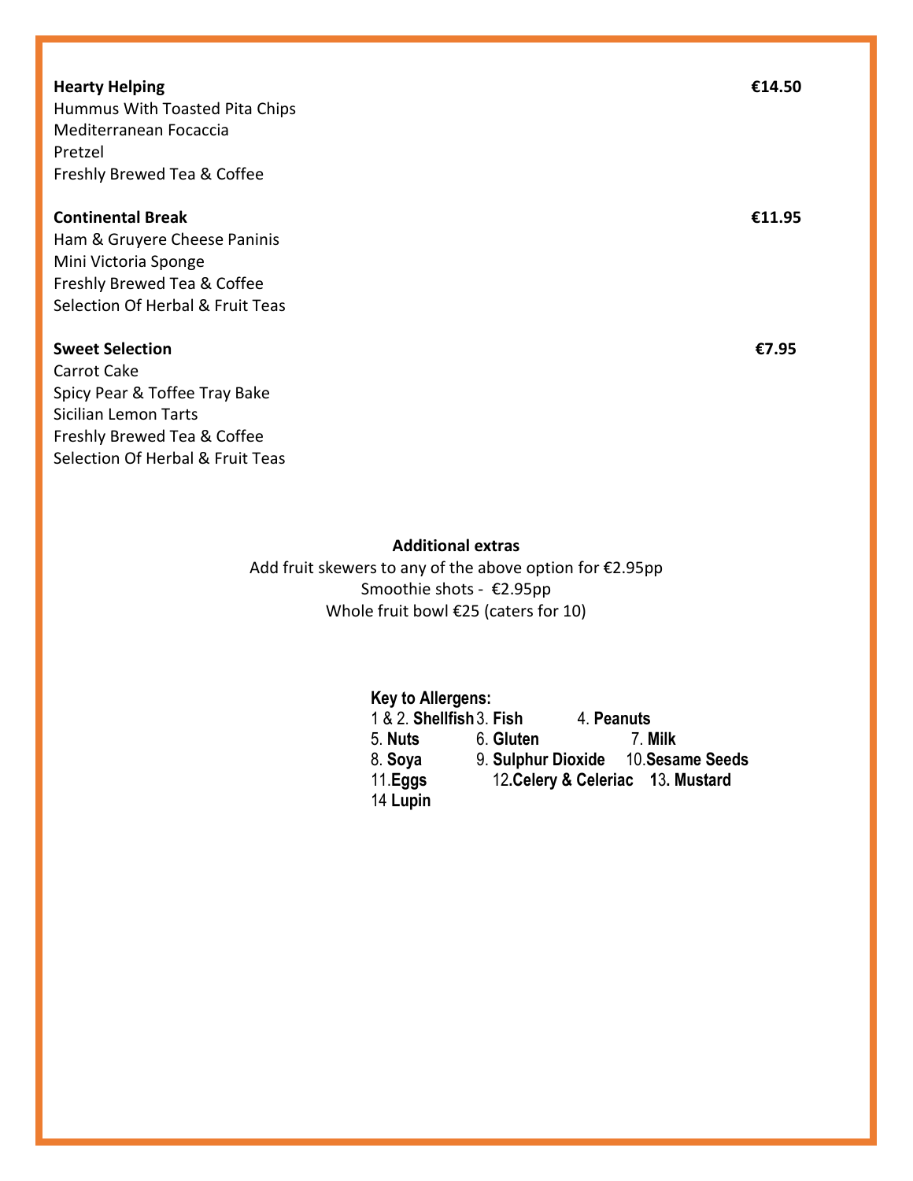**Hearty Helping** €14.50

Hummus With Toasted Pita Chips
Mediterranean Focaccia
Pretzel
Freshly Brewed Tea & Coffee

**Continental Break** €11.95

Ham & Gruyere Cheese Paninis
Mini Victoria Sponge
Freshly Brewed Tea & Coffee
Selection Of Herbal & Fruit Teas

**Sweet Selection** €7.95

Carrot Cake
Spicy Pear & Toffee Tray Bake
Sicilian Lemon Tarts
Freshly Brewed Tea & Coffee
Selection Of Herbal & Fruit Teas

**Additional extras**

Add fruit skewers to any of the above option for €2.95pp
Smoothie shots - €2.95pp
Whole fruit bowl €25 (caters for 10)

**Key to Allergens:**

1 & 2. **Shellfish** 3. **Fish** 4. **Peanuts**
5. **Nuts** 6. **Gluten** 7. **Milk**
8. **Soya** 9. **Sulphur Dioxide** 10. **Sesame Seeds**
11. **Eggs** 12. **Celery & Celeriac** 13. **Mustard**
14 **Lupin**